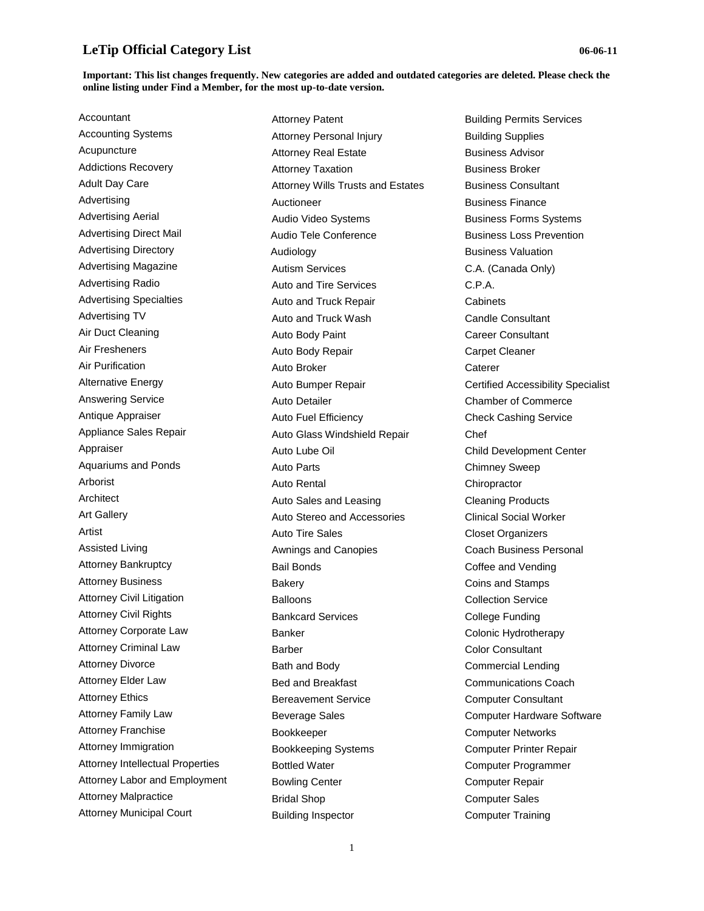# LeTip Official Category List

06-06-11

**Important: This list changes frequently. New categories are added and outdated categories are deleted. Please check the online listing under Find a Member, for the most up-to-date version.**

Accountant
Accounting Systems
Acupuncture
Addictions Recovery
Adult Day Care
Advertising
Advertising Aerial
Advertising Direct Mail
Advertising Directory
Advertising Magazine
Advertising Radio
Advertising Specialties
Advertising TV
Air Duct Cleaning
Air Fresheners
Air Purification
Alternative Energy
Answering Service
Antique Appraiser
Appliance Sales Repair
Appraiser
Aquariums and Ponds
Arborist
Architect
Art Gallery
Artist
Assisted Living
Attorney Bankruptcy
Attorney Business
Attorney Civil Litigation
Attorney Civil Rights
Attorney Corporate Law
Attorney Criminal Law
Attorney Divorce
Attorney Elder Law
Attorney Ethics
Attorney Family Law
Attorney Franchise
Attorney Immigration
Attorney Intellectual Properties
Attorney Labor and Employment
Attorney Malpractice
Attorney Municipal Court
Attorney Patent
Attorney Personal Injury
Attorney Real Estate
Attorney Taxation
Attorney Wills Trusts and Estates
Auctioneer
Audio Video Systems
Audio Tele Conference
Audiology
Autism Services
Auto and Tire Services
Auto and Truck Repair
Auto and Truck Wash
Auto Body Paint
Auto Body Repair
Auto Broker
Auto Bumper Repair
Auto Detailer
Auto Fuel Efficiency
Auto Glass Windshield Repair
Auto Lube Oil
Auto Parts
Auto Rental
Auto Sales and Leasing
Auto Stereo and Accessories
Auto Tire Sales
Awnings and Canopies
Bail Bonds
Bakery
Balloons
Bankcard Services
Banker
Barber
Bath and Body
Bed and Breakfast
Bereavement Service
Beverage Sales
Bookkeeper
Bookkeeping Systems
Bottled Water
Bowling Center
Bridal Shop
Building Inspector
Building Permits Services
Building Supplies
Business Advisor
Business Broker
Business Consultant
Business Finance
Business Forms Systems
Business Loss Prevention
Business Valuation
C.A. (Canada Only)
C.P.A.
Cabinets
Candle Consultant
Career Consultant
Carpet Cleaner
Caterer
Certified Accessibility Specialist
Chamber of Commerce
Check Cashing Service
Chef
Child Development Center
Chimney Sweep
Chiropractor
Cleaning Products
Clinical Social Worker
Closet Organizers
Coach Business Personal
Coffee and Vending
Coins and Stamps
Collection Service
College Funding
Colonic Hydrotherapy
Color Consultant
Commercial Lending
Communications Coach
Computer Consultant
Computer Hardware Software
Computer Networks
Computer Printer Repair
Computer Programmer
Computer Repair
Computer Sales
Computer Training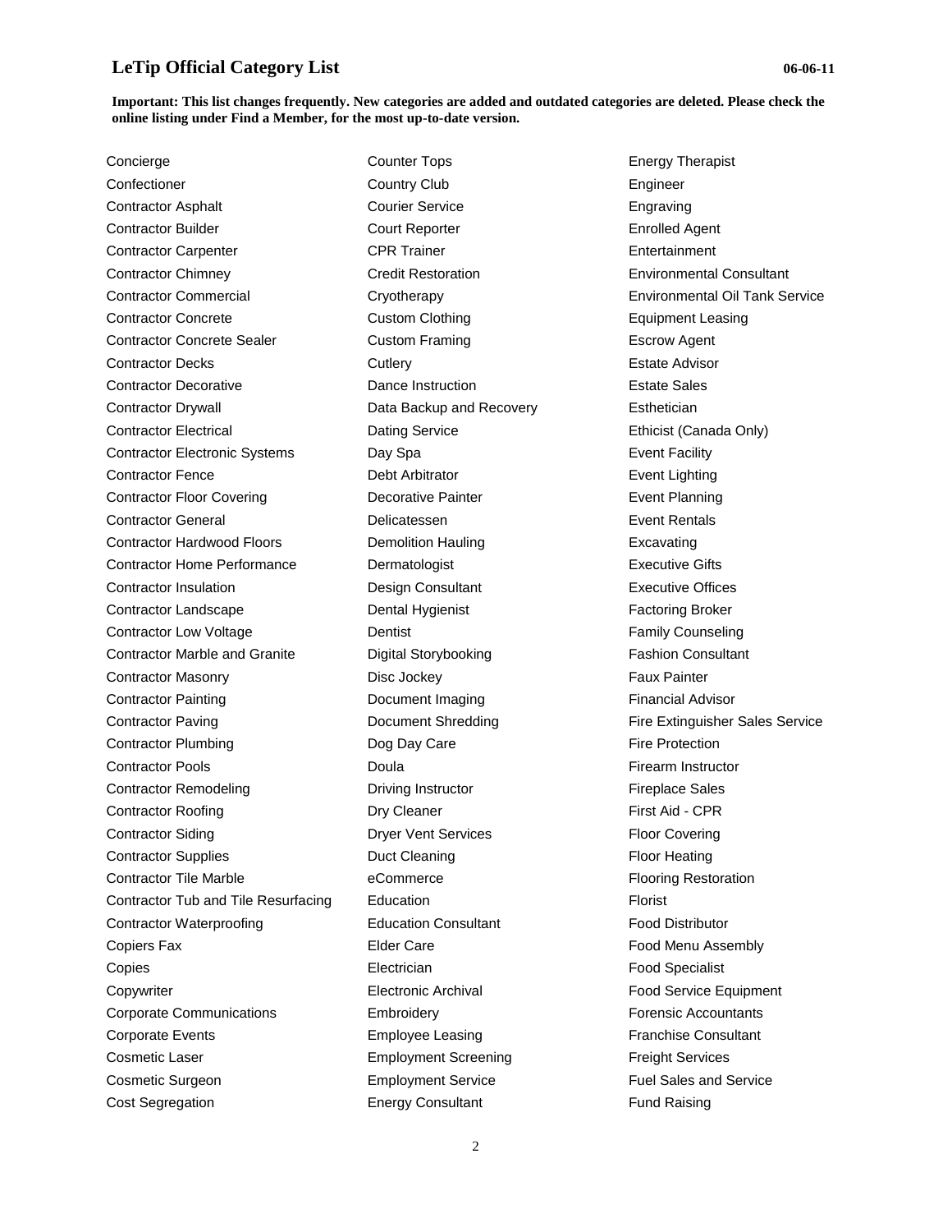# LeTip Official Category List

06-06-11

**Important: This list changes frequently. New categories are added and outdated categories are deleted. Please check the online listing under Find a Member, for the most up-to-date version.**

Concierge
Confectioner
Contractor Asphalt
Contractor Builder
Contractor Carpenter
Contractor Chimney
Contractor Commercial
Contractor Concrete
Contractor Concrete Sealer
Contractor Decks
Contractor Decorative
Contractor Drywall
Contractor Electrical
Contractor Electronic Systems
Contractor Fence
Contractor Floor Covering
Contractor General
Contractor Hardwood Floors
Contractor Home Performance
Contractor Insulation
Contractor Landscape
Contractor Low Voltage
Contractor Marble and Granite
Contractor Masonry
Contractor Painting
Contractor Paving
Contractor Plumbing
Contractor Pools
Contractor Remodeling
Contractor Roofing
Contractor Siding
Contractor Supplies
Contractor Tile Marble
Contractor Tub and Tile Resurfacing
Contractor Waterproofing
Copiers Fax
Copies
Copywriter
Corporate Communications
Corporate Events
Cosmetic Laser
Cosmetic Surgeon
Cost Segregation
Counter Tops
Country Club
Courier Service
Court Reporter
CPR Trainer
Credit Restoration
Cryotherapy
Custom Clothing
Custom Framing
Cutlery
Dance Instruction
Data Backup and Recovery
Dating Service
Day Spa
Debt Arbitrator
Decorative Painter
Delicatessen
Demolition Hauling
Dermatologist
Design Consultant
Dental Hygienist
Dentist
Digital Storybooking
Disc Jockey
Document Imaging
Document Shredding
Dog Day Care
Doula
Driving Instructor
Dry Cleaner
Dryer Vent Services
Duct Cleaning
eCommerce
Education
Education Consultant
Elder Care
Electrician
Electronic Archival
Embroidery
Employee Leasing
Employment Screening
Employment Service
Energy Consultant
Energy Therapist
Engineer
Engraving
Enrolled Agent
Entertainment
Environmental Consultant
Environmental Oil Tank Service
Equipment Leasing
Escrow Agent
Estate Advisor
Estate Sales
Esthetician
Ethicist (Canada Only)
Event Facility
Event Lighting
Event Planning
Event Rentals
Excavating
Executive Gifts
Executive Offices
Factoring Broker
Family Counseling
Fashion Consultant
Faux Painter
Financial Advisor
Fire Extinguisher Sales Service
Fire Protection
Firearm Instructor
Fireplace Sales
First Aid - CPR
Floor Covering
Floor Heating
Flooring Restoration
Florist
Food Distributor
Food Menu Assembly
Food Specialist
Food Service Equipment
Forensic Accountants
Franchise Consultant
Freight Services
Fuel Sales and Service
Fund Raising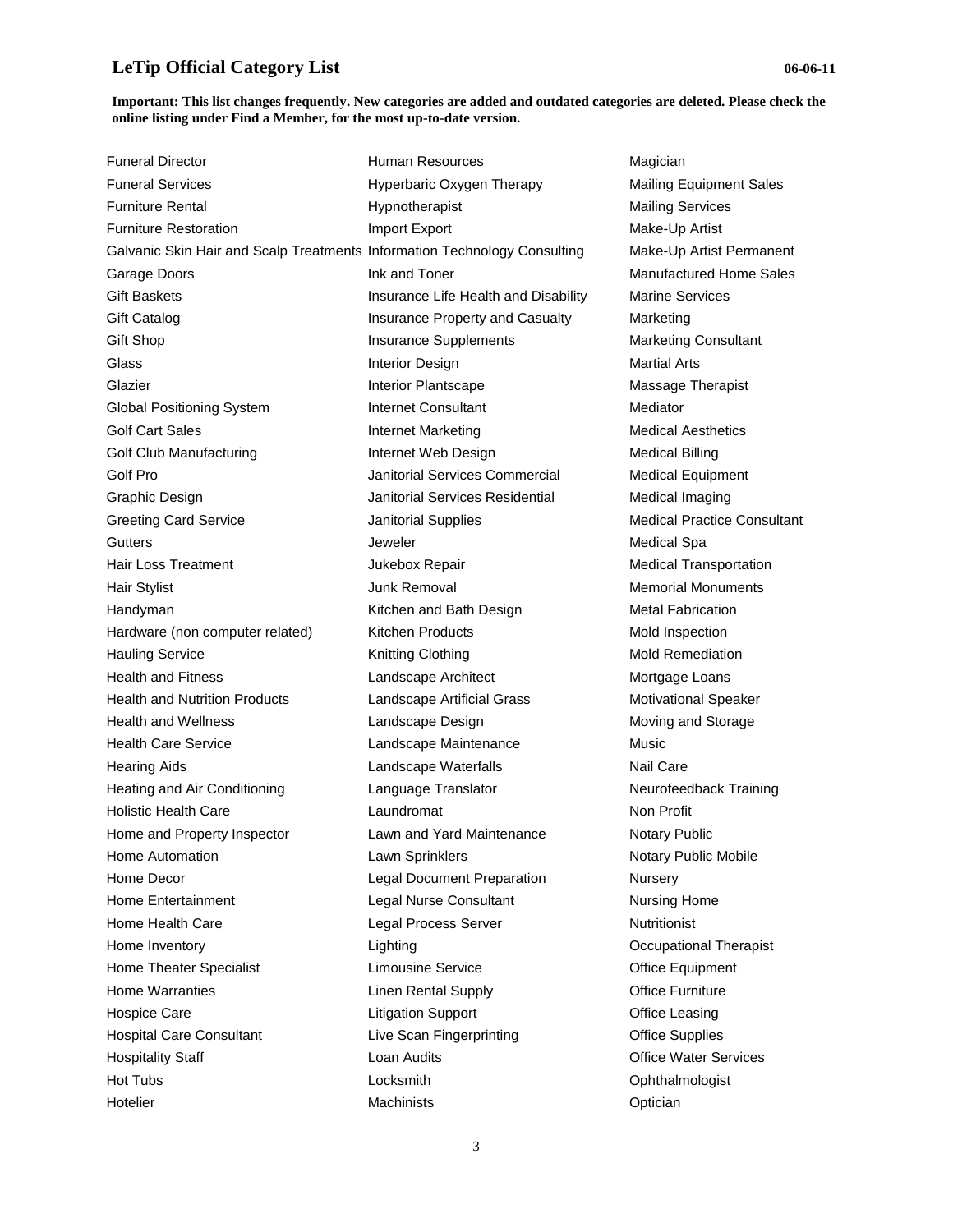# LeTip Official Category List

06-06-11

**Important: This list changes frequently. New categories are added and outdated categories are deleted. Please check the online listing under Find a Member, for the most up-to-date version.**

Funeral Director
Funeral Services
Furniture Rental
Furniture Restoration
Galvanic Skin Hair and Scalp Treatments
Garage Doors
Gift Baskets
Gift Catalog
Gift Shop
Glass
Glazier
Global Positioning System
Golf Cart Sales
Golf Club Manufacturing
Golf Pro
Graphic Design
Greeting Card Service
Gutters
Hair Loss Treatment
Hair Stylist
Handyman
Hardware (non computer related)
Hauling Service
Health and Fitness
Health and Nutrition Products
Health and Wellness
Health Care Service
Hearing Aids
Heating and Air Conditioning
Holistic Health Care
Home and Property Inspector
Home Automation
Home Decor
Home Entertainment
Home Health Care
Home Inventory
Home Theater Specialist
Home Warranties
Hospice Care
Hospital Care Consultant
Hospitality Staff
Hot Tubs
Hotelier
Human Resources
Hyperbaric Oxygen Therapy
Hypnotherapist
Import Export
Information Technology Consulting
Ink and Toner
Insurance Life Health and Disability
Insurance Property and Casualty
Insurance Supplements
Interior Design
Interior Plantscape
Internet Consultant
Internet Marketing
Internet Web Design
Janitorial Services Commercial
Janitorial Services Residential
Janitorial Supplies
Jeweler
Jukebox Repair
Junk Removal
Kitchen and Bath Design
Kitchen Products
Knitting Clothing
Landscape Architect
Landscape Artificial Grass
Landscape Design
Landscape Maintenance
Landscape Waterfalls
Language Translator
Laundromat
Lawn and Yard Maintenance
Lawn Sprinklers
Legal Document Preparation
Legal Nurse Consultant
Legal Process Server
Lighting
Limousine Service
Linen Rental Supply
Litigation Support
Live Scan Fingerprinting
Loan Audits
Locksmith
Machinists
Magician
Mailing Equipment Sales
Mailing Services
Make-Up Artist
Make-Up Artist Permanent
Manufactured Home Sales
Marine Services
Marketing
Marketing Consultant
Martial Arts
Massage Therapist
Mediator
Medical Aesthetics
Medical Billing
Medical Equipment
Medical Imaging
Medical Practice Consultant
Medical Spa
Medical Transportation
Memorial Monuments
Metal Fabrication
Mold Inspection
Mold Remediation
Mortgage Loans
Motivational Speaker
Moving and Storage
Music
Nail Care
Neurofeedback Training
Non Profit
Notary Public
Notary Public Mobile
Nursery
Nursing Home
Nutritionist
Occupational Therapist
Office Equipment
Office Furniture
Office Leasing
Office Supplies
Office Water Services
Ophthalmologist
Optician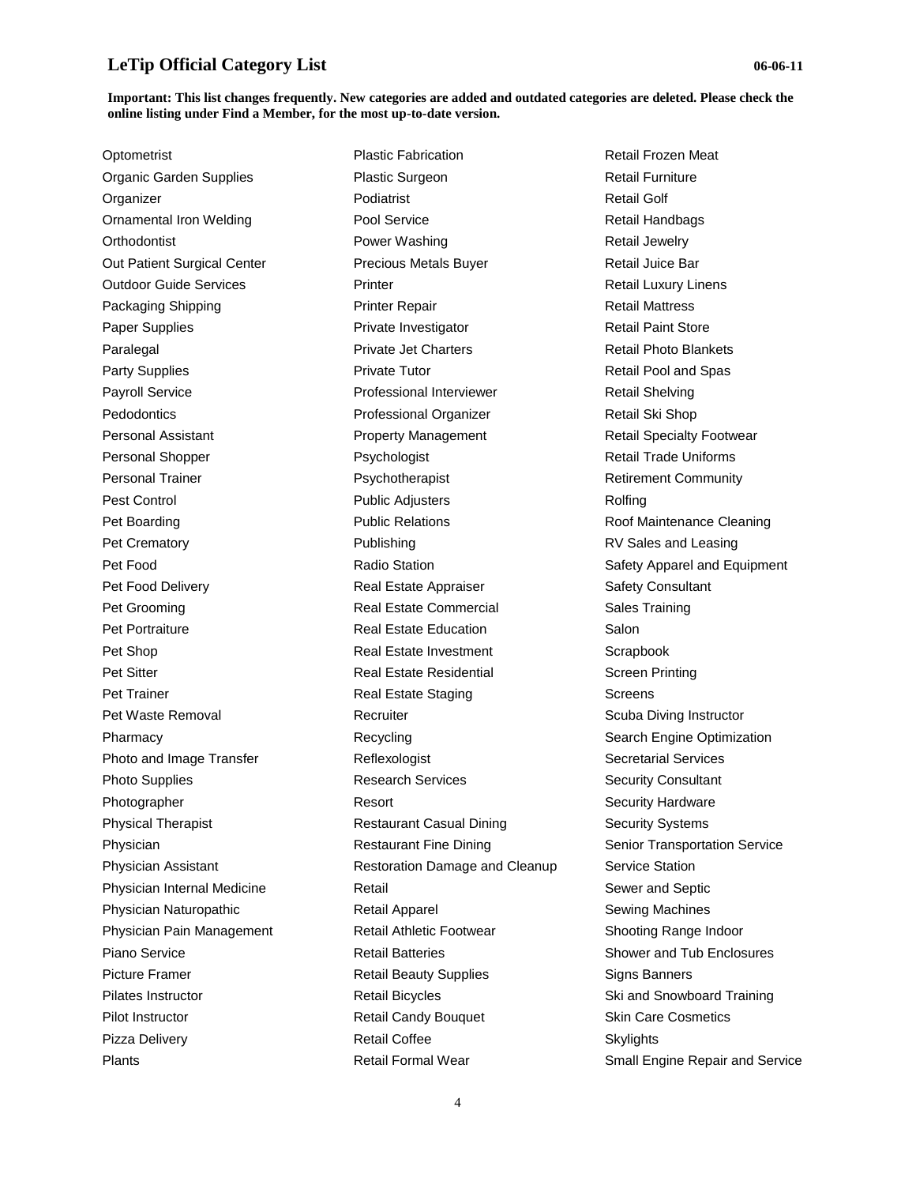# LeTip Official Category List

06-06-11

**Important: This list changes frequently. New categories are added and outdated categories are deleted. Please check the online listing under Find a Member, for the most up-to-date version.**

Optometrist
Organic Garden Supplies
Organizer
Ornamental Iron Welding
Orthodontist
Out Patient Surgical Center
Outdoor Guide Services
Packaging Shipping
Paper Supplies
Paralegal
Party Supplies
Payroll Service
Pedodontics
Personal Assistant
Personal Shopper
Personal Trainer
Pest Control
Pet Boarding
Pet Crematory
Pet Food
Pet Food Delivery
Pet Grooming
Pet Portraiture
Pet Shop
Pet Sitter
Pet Trainer
Pet Waste Removal
Pharmacy
Photo and Image Transfer
Photo Supplies
Photographer
Physical Therapist
Physician
Physician Assistant
Physician Internal Medicine
Physician Naturopathic
Physician Pain Management
Piano Service
Picture Framer
Pilates Instructor
Pilot Instructor
Pizza Delivery
Plants
Plastic Fabrication
Plastic Surgeon
Podiatrist
Pool Service
Power Washing
Precious Metals Buyer
Printer
Printer Repair
Private Investigator
Private Jet Charters
Private Tutor
Professional Interviewer
Professional Organizer
Property Management
Psychologist
Psychotherapist
Public Adjusters
Public Relations
Publishing
Radio Station
Real Estate Appraiser
Real Estate Commercial
Real Estate Education
Real Estate Investment
Real Estate Residential
Real Estate Staging
Recruiter
Recycling
Reflexologist
Research Services
Resort
Restaurant Casual Dining
Restaurant Fine Dining
Restoration Damage and Cleanup
Retail
Retail Apparel
Retail Athletic Footwear
Retail Batteries
Retail Beauty Supplies
Retail Bicycles
Retail Candy Bouquet
Retail Coffee
Retail Formal Wear
Retail Frozen Meat
Retail Furniture
Retail Golf
Retail Handbags
Retail Jewelry
Retail Juice Bar
Retail Luxury Linens
Retail Mattress
Retail Paint Store
Retail Photo Blankets
Retail Pool and Spas
Retail Shelving
Retail Ski Shop
Retail Specialty Footwear
Retail Trade Uniforms
Retirement Community
Rolfing
Roof Maintenance Cleaning
RV Sales and Leasing
Safety Apparel and Equipment
Safety Consultant
Sales Training
Salon
Scrapbook
Screen Printing
Screens
Scuba Diving Instructor
Search Engine Optimization
Secretarial Services
Security Consultant
Security Hardware
Security Systems
Senior Transportation Service
Service Station
Sewer and Septic
Sewing Machines
Shooting Range Indoor
Shower and Tub Enclosures
Signs Banners
Ski and Snowboard Training
Skin Care Cosmetics
Skylights
Small Engine Repair and Service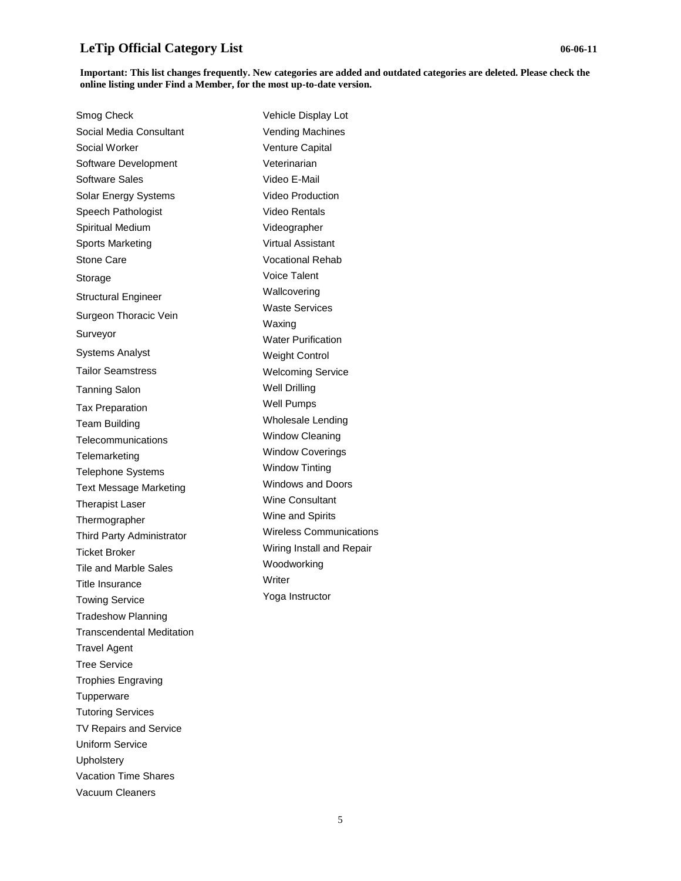## LeTip Official Category List

06-06-11

**Important: This list changes frequently. New categories are added and outdated categories are deleted. Please check the online listing under Find a Member, for the most up-to-date version.**

Smog Check
Social Media Consultant
Social Worker
Software Development
Software Sales
Solar Energy Systems
Speech Pathologist
Spiritual Medium
Sports Marketing
Stone Care
Storage
Structural Engineer
Surgeon Thoracic Vein
Surveyor
Systems Analyst
Tailor Seamstress
Tanning Salon
Tax Preparation
Team Building
Telecommunications
Telemarketing
Telephone Systems
Text Message Marketing
Therapist Laser
Thermographer
Third Party Administrator
Ticket Broker
Tile and Marble Sales
Title Insurance
Towing Service
Tradeshow Planning
Transcendental Meditation
Travel Agent
Tree Service
Trophies Engraving
Tupperware
Tutoring Services
TV Repairs and Service
Uniform Service
Upholstery
Vacation Time Shares
Vacuum Cleaners
Vehicle Display Lot
Vending Machines
Venture Capital
Veterinarian
Video E-Mail
Video Production
Video Rentals
Videographer
Virtual Assistant
Vocational Rehab
Voice Talent
Wallcovering
Waste Services
Waxing
Water Purification
Weight Control
Welcoming Service
Well Drilling
Well Pumps
Wholesale Lending
Window Cleaning
Window Coverings
Window Tinting
Windows and Doors
Wine Consultant
Wine and Spirits
Wireless Communications
Wiring Install and Repair
Woodworking
Writer
Yoga Instructor